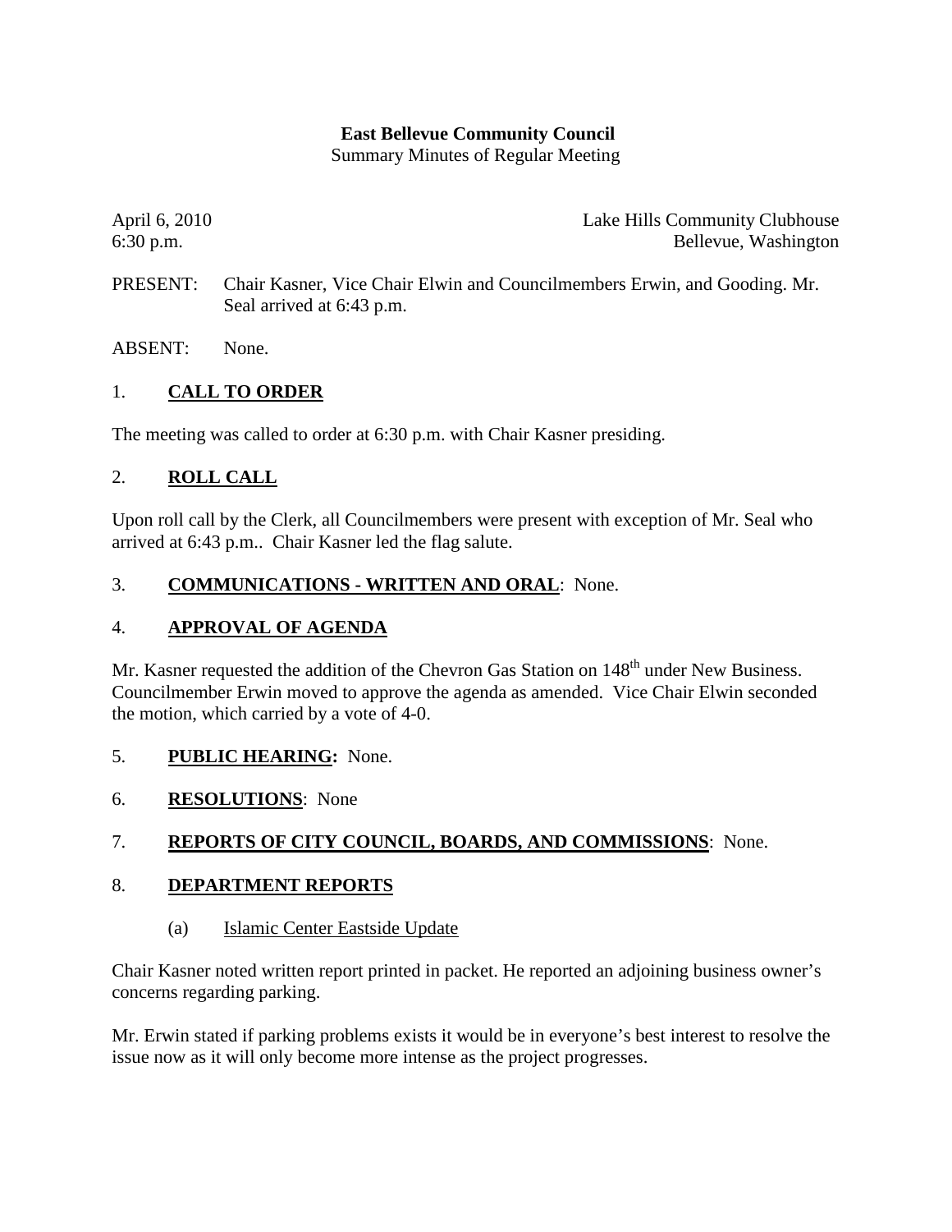**East Bellevue Community Council**
Summary Minutes of Regular Meeting

April 6, 2010 Lake Hills Community Clubhouse
6:30 p.m. Bellevue, Washington

PRESENT: Chair Kasner, Vice Chair Elwin and Councilmembers Erwin, and Gooding. Mr. Seal arrived at 6:43 p.m.

ABSENT: None.

## 1. CALL TO ORDER

The meeting was called to order at 6:30 p.m. with Chair Kasner presiding.

## 2. ROLL CALL

Upon roll call by the Clerk, all Councilmembers were present with exception of Mr. Seal who arrived at 6:43 p.m.. Chair Kasner led the flag salute.

## 3. COMMUNICATIONS - WRITTEN AND ORAL: None.

## 4. APPROVAL OF AGENDA

Mr. Kasner requested the addition of the Chevron Gas Station on 148th under New Business. Councilmember Erwin moved to approve the agenda as amended. Vice Chair Elwin seconded the motion, which carried by a vote of 4-0.

## 5. PUBLIC HEARING: None.

## 6. RESOLUTIONS: None

## 7. REPORTS OF CITY COUNCIL, BOARDS, AND COMMISSIONS: None.

## 8. DEPARTMENT REPORTS

(a) Islamic Center Eastside Update

Chair Kasner noted written report printed in packet. He reported an adjoining business owner's concerns regarding parking.

Mr. Erwin stated if parking problems exists it would be in everyone's best interest to resolve the issue now as it will only become more intense as the project progresses.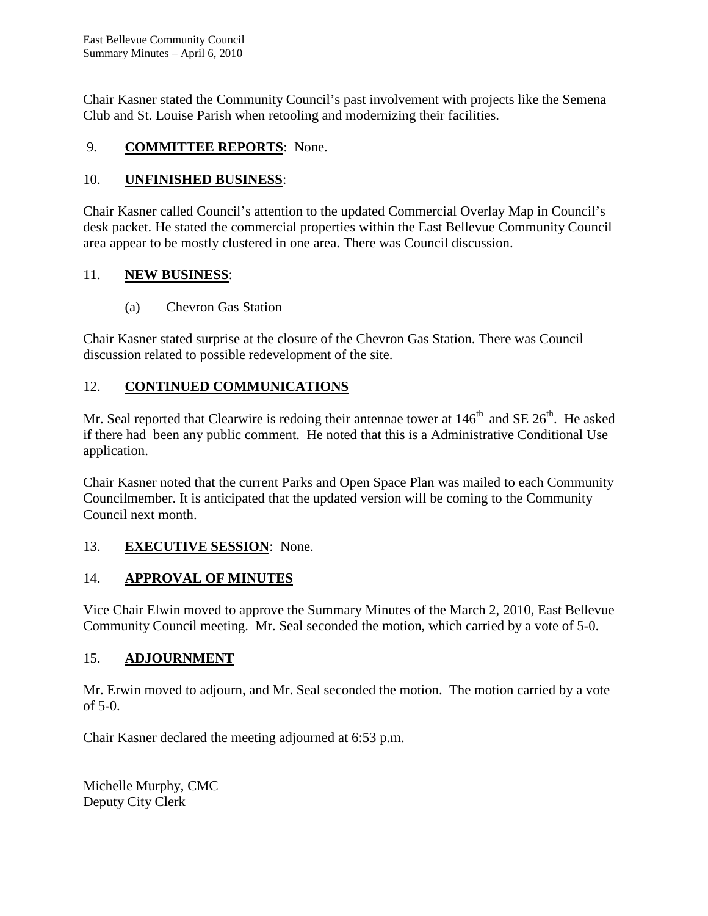Chair Kasner stated the Community Council's past involvement with projects like the Semena Club and St. Louise Parish when retooling and modernizing their facilities.

9. **COMMITTEE REPORTS**: None.

10. **UNFINISHED BUSINESS**:

Chair Kasner called Council's attention to the updated Commercial Overlay Map in Council's desk packet. He stated the commercial properties within the East Bellevue Community Council area appear to be mostly clustered in one area. There was Council discussion.

11. **NEW BUSINESS**:

(a) Chevron Gas Station

Chair Kasner stated surprise at the closure of the Chevron Gas Station. There was Council discussion related to possible redevelopment of the site.

12. **CONTINUED COMMUNICATIONS**

Mr. Seal reported that Clearwire is redoing their antennae tower at 146th and SE 26th. He asked if there had been any public comment. He noted that this is a Administrative Conditional Use application.

Chair Kasner noted that the current Parks and Open Space Plan was mailed to each Community Councilmember. It is anticipated that the updated version will be coming to the Community Council next month.

13. **EXECUTIVE SESSION**: None.

14. **APPROVAL OF MINUTES**

Vice Chair Elwin moved to approve the Summary Minutes of the March 2, 2010, East Bellevue Community Council meeting. Mr. Seal seconded the motion, which carried by a vote of 5-0.

15. **ADJOURNMENT**

Mr. Erwin moved to adjourn, and Mr. Seal seconded the motion. The motion carried by a vote of 5-0.

Chair Kasner declared the meeting adjourned at 6:53 p.m.

Michelle Murphy, CMC
Deputy City Clerk